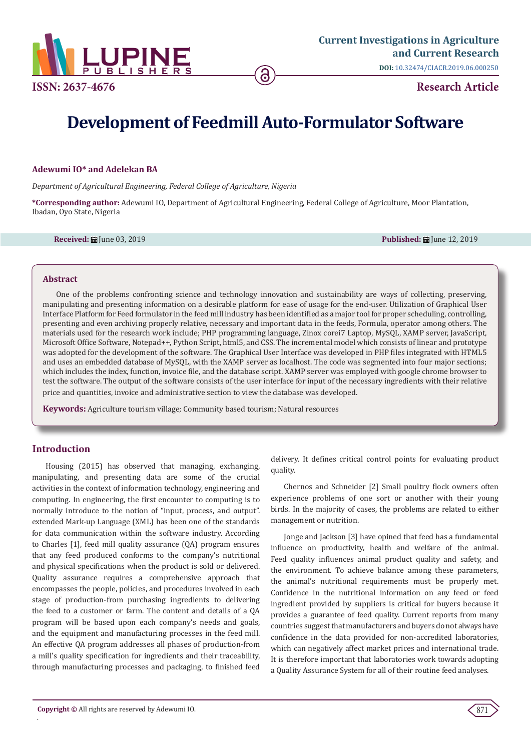ISSN: 2637-4676

**Current Investigations in Agriculture and Current Research**

**DOI:** 10.32474/CIACR.2019.06.000250

**Research Article**

# Development of Feedmill Auto-Formulator Software

**Adewumi IO* and Adelekan BA**

*Department of Agricultural Engineering, Federal College of Agriculture, Nigeria*

***Corresponding author:** Adewumi IO, Department of Agricultural Engineering, Federal College of Agriculture, Moor Plantation, Ibadan, Oyo State, Nigeria

**Received:** June 03, 2019 **Published:** June 12, 2019

## Abstract

One of the problems confronting science and technology innovation and sustainability are ways of collecting, preserving, manipulating and presenting information on a desirable platform for ease of usage for the end-user. Utilization of Graphical User Interface Platform for Feed formulator in the feed mill industry has been identified as a major tool for proper scheduling, controlling, presenting and even archiving properly relative, necessary and important data in the feeds, Formula, operator among others. The materials used for the research work include; PHP programming language, Zinox corei7 Laptop, MySQL, XAMP server, JavaScript, Microsoft Office Software, Notepad++, Python Script, html5, and CSS. The incremental model which consists of linear and prototype was adopted for the development of the software. The Graphical User Interface was developed in PHP files integrated with HTML5 and uses an embedded database of MySQL, with the XAMP server as localhost. The code was segmented into four major sections; which includes the index, function, invoice file, and the database script. XAMP server was employed with google chrome browser to test the software. The output of the software consists of the user interface for input of the necessary ingredients with their relative price and quantities, invoice and administrative section to view the database was developed.

**Keywords:** Agriculture tourism village; Community based tourism; Natural resources

## Introduction

Housing (2015) has observed that managing, exchanging, manipulating, and presenting data are some of the crucial activities in the context of information technology, engineering and computing. In engineering, the first encounter to computing is to normally introduce to the notion of "input, process, and output". extended Mark-up Language (XML) has been one of the standards for data communication within the software industry. According to Charles [1], feed mill quality assurance (QA) program ensures that any feed produced conforms to the company's nutritional and physical specifications when the product is sold or delivered. Quality assurance requires a comprehensive approach that encompasses the people, policies, and procedures involved in each stage of production-from purchasing ingredients to delivering the feed to a customer or farm. The content and details of a QA program will be based upon each company's needs and goals, and the equipment and manufacturing processes in the feed mill. An effective QA program addresses all phases of production-from a mill's quality specification for ingredients and their traceability, through manufacturing processes and packaging, to finished feed delivery. It defines critical control points for evaluating product quality.

Chernos and Schneider [2] Small poultry flock owners often experience problems of one sort or another with their young birds. In the majority of cases, the problems are related to either management or nutrition.

Jonge and Jackson [3] have opined that feed has a fundamental influence on productivity, health and welfare of the animal. Feed quality influences animal product quality and safety, and the environment. To achieve balance among these parameters, the animal's nutritional requirements must be properly met. Confidence in the nutritional information on any feed or feed ingredient provided by suppliers is critical for buyers because it provides a guarantee of feed quality. Current reports from many countries suggest that manufacturers and buyers do not always have confidence in the data provided for non-accredited laboratories, which can negatively affect market prices and international trade. It is therefore important that laboratories work towards adopting a Quality Assurance System for all of their routine feed analyses.

**Copyright ©** All rights are reserved by Adewumi IO.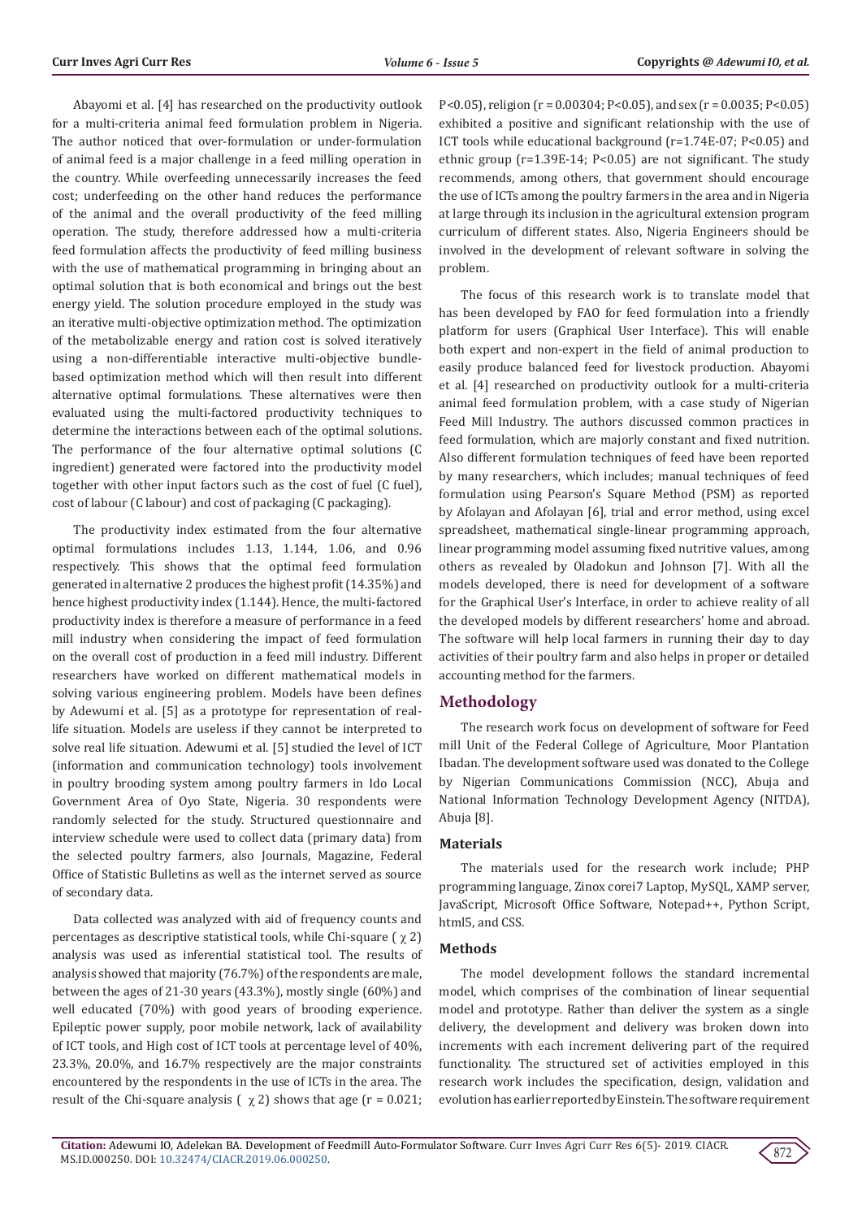Abayomi et al. [4] has researched on the productivity outlook for a multi-criteria animal feed formulation problem in Nigeria. The author noticed that over-formulation or under-formulation of animal feed is a major challenge in a feed milling operation in the country. While overfeeding unnecessarily increases the feed cost; underfeeding on the other hand reduces the performance of the animal and the overall productivity of the feed milling operation. The study, therefore addressed how a multi-criteria feed formulation affects the productivity of feed milling business with the use of mathematical programming in bringing about an optimal solution that is both economical and brings out the best energy yield. The solution procedure employed in the study was an iterative multi-objective optimization method. The optimization of the metabolizable energy and ration cost is solved iteratively using a non-differentiable interactive multi-objective bundle-based optimization method which will then result into different alternative optimal formulations. These alternatives were then evaluated using the multi-factored productivity techniques to determine the interactions between each of the optimal solutions. The performance of the four alternative optimal solutions (C ingredient) generated were factored into the productivity model together with other input factors such as the cost of fuel (C fuel), cost of labour (C labour) and cost of packaging (C packaging).

The productivity index estimated from the four alternative optimal formulations includes 1.13, 1.144, 1.06, and 0.96 respectively. This shows that the optimal feed formulation generated in alternative 2 produces the highest profit (14.35%) and hence highest productivity index (1.144). Hence, the multi-factored productivity index is therefore a measure of performance in a feed mill industry when considering the impact of feed formulation on the overall cost of production in a feed mill industry. Different researchers have worked on different mathematical models in solving various engineering problem. Models have been defines by Adewumi et al. [5] as a prototype for representation of real-life situation. Models are useless if they cannot be interpreted to solve real life situation. Adewumi et al. [5] studied the level of ICT (information and communication technology) tools involvement in poultry brooding system among poultry farmers in Ido Local Government Area of Oyo State, Nigeria. 30 respondents were randomly selected for the study. Structured questionnaire and interview schedule were used to collect data (primary data) from the selected poultry farmers, also Journals, Magazine, Federal Office of Statistic Bulletins as well as the internet served as source of secondary data.

Data collected was analyzed with aid of frequency counts and percentages as descriptive statistical tools, while Chi-square ( $\chi 2$) analysis was used as inferential statistical tool. The results of analysis showed that majority (76.7%) of the respondents are male, between the ages of 21-30 years (43.3%), mostly single (60%) and well educated (70%) with good years of brooding experience. Epileptic power supply, poor mobile network, lack of availability of ICT tools, and High cost of ICT tools at percentage level of 40%, 23.3%, 20.0%, and 16.7% respectively are the major constraints encountered by the respondents in the use of ICTs in the area. The result of the Chi-square analysis ( $\chi 2$) shows that age ($r = 0.021$; $P<0.05$), religion ($r = 0.00304$; $P<0.05$), and sex ($r = 0.0035$; $P<0.05$) exhibited a positive and significant relationship with the use of ICT tools while educational background ($r=1.74E-07$; $P<0.05$) and ethnic group ($r=1.39E-14$; $P<0.05$) are not significant. The study recommends, among others, that government should encourage the use of ICTs among the poultry farmers in the area and in Nigeria at large through its inclusion in the agricultural extension program curriculum of different states. Also, Nigeria Engineers should be involved in the development of relevant software in solving the problem.

The focus of this research work is to translate model that has been developed by FAO for feed formulation into a friendly platform for users (Graphical User Interface). This will enable both expert and non-expert in the field of animal production to easily produce balanced feed for livestock production. Abayomi et al. [4] researched on productivity outlook for a multi-criteria animal feed formulation problem, with a case study of Nigerian Feed Mill Industry. The authors discussed common practices in feed formulation, which are majorly constant and fixed nutrition. Also different formulation techniques of feed have been reported by many researchers, which includes; manual techniques of feed formulation using Pearson's Square Method (PSM) as reported by Afolayan and Afolayan [6], trial and error method, using excel spreadsheet, mathematical single-linear programming approach, linear programming model assuming fixed nutritive values, among others as revealed by Oladokun and Johnson [7]. With all the models developed, there is need for development of a software for the Graphical User's Interface, in order to achieve reality of all the developed models by different researchers' home and abroad. The software will help local farmers in running their day to day activities of their poultry farm and also helps in proper or detailed accounting method for the farmers.

## Methodology

The research work focus on development of software for Feed mill Unit of the Federal College of Agriculture, Moor Plantation Ibadan. The development software used was donated to the College by Nigerian Communications Commission (NCC), Abuja and National Information Technology Development Agency (NITDA), Abuja [8].

### Materials

The materials used for the research work include; PHP programming language, Zinox corei7 Laptop, MySQL, XAMP server, JavaScript, Microsoft Office Software, Notepad++, Python Script, html5, and CSS.

### Methods

The model development follows the standard incremental model, which comprises of the combination of linear sequential model and prototype. Rather than deliver the system as a single delivery, the development and delivery was broken down into increments with each increment delivering part of the required functionality. The structured set of activities employed in this research work includes the specification, design, validation and evolution has earlier reported by Einstein. The software requirement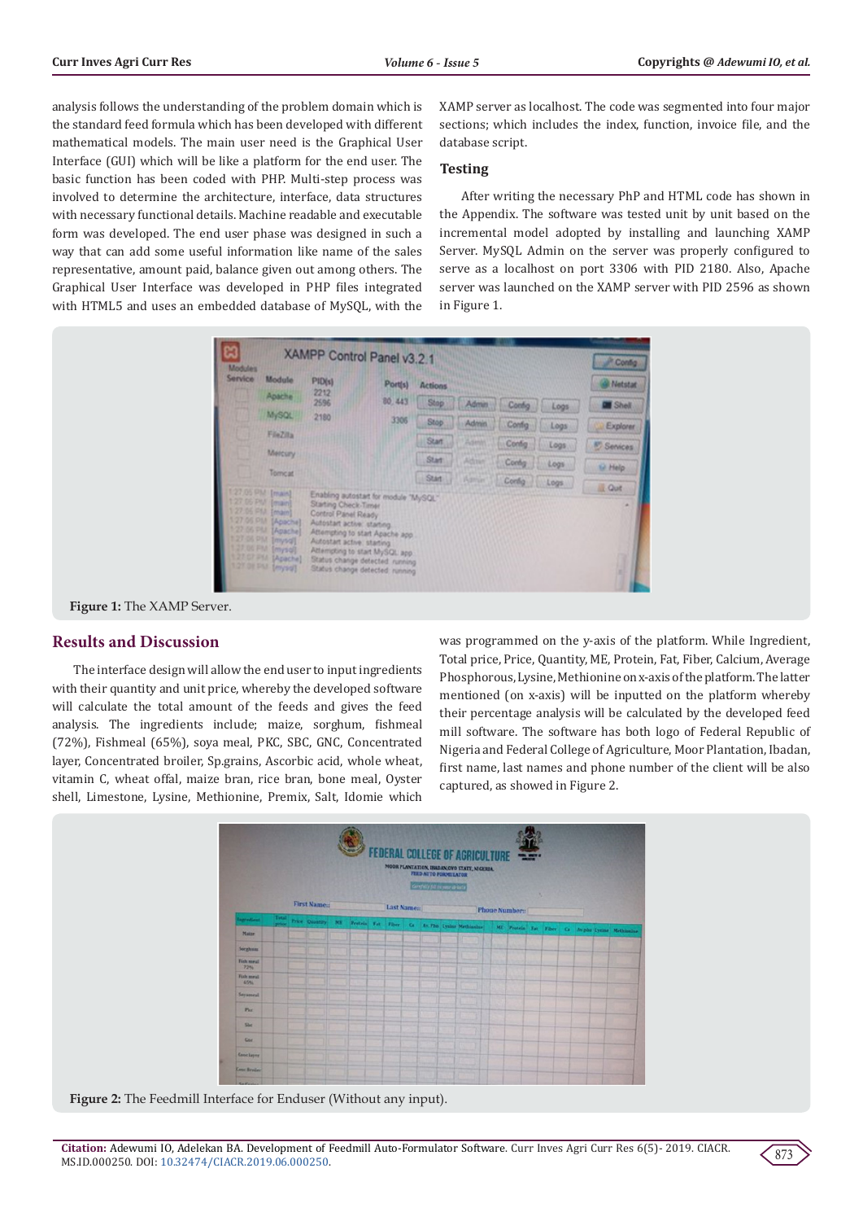analysis follows the understanding of the problem domain which is the standard feed formula which has been developed with different mathematical models. The main user need is the Graphical User Interface (GUI) which will be like a platform for the end user. The basic function has been coded with PHP. Multi-step process was involved to determine the architecture, interface, data structures with necessary functional details. Machine readable and executable form was developed. The end user phase was designed in such a way that can add some useful information like name of the sales representative, amount paid, balance given out among others. The Graphical User Interface was developed in PHP files integrated with HTML5 and uses an embedded database of MySQL, with the XAMP server as localhost. The code was segmented into four major sections; which includes the index, function, invoice file, and the database script.

### Testing

After writing the necessary PhP and HTML code has shown in the Appendix. The software was tested unit by unit based on the incremental model adopted by installing and launching XAMP Server. MySQL Admin on the server was properly configured to serve as a localhost on port 3306 with PID 2180. Also, Apache server was launched on the XAMP server with PID 2596 as shown in Figure 1.

**Figure 1:** The XAMP Server.

## Results and Discussion

The interface design will allow the end user to input ingredients with their quantity and unit price, whereby the developed software will calculate the total amount of the feeds and gives the feed analysis. The ingredients include; maize, sorghum, fishmeal (72%), Fishmeal (65%), soya meal, PKC, SBC, GNC, Concentrated layer, Concentrated broiler, Sp.grains, Ascorbic acid, whole wheat, vitamin C, wheat offal, maize bran, rice bran, bone meal, Oyster shell, Limestone, Lysine, Methionine, Premix, Salt, Idomie which was programmed on the y-axis of the platform. While Ingredient, Total price, Price, Quantity, ME, Protein, Fat, Fiber, Calcium, Average Phosphorous, Lysine, Methionine on x-axis of the platform. The latter mentioned (on x-axis) will be inputted on the platform whereby their percentage analysis will be calculated by the developed feed mill software. The software has both logo of Federal Republic of Nigeria and Federal College of Agriculture, Moor Plantation, Ibadan, first name, last names and phone number of the client will be also captured, as showed in Figure 2.

**Figure 2:** The Feedmill Interface for Enduser (Without any input).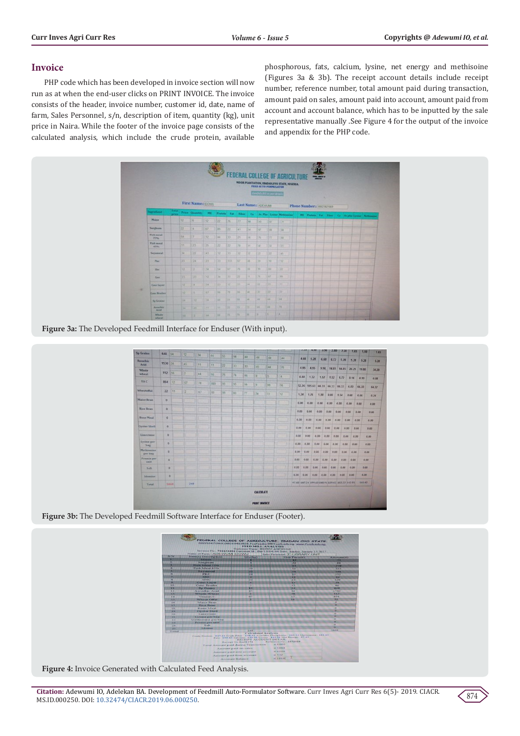## Invoice

PHP code which has been developed in invoice section will now run as at when the end-user clicks on PRINT INVOICE. The invoice consists of the header, invoice number, customer id, date, name of farm, Sales Personnel, s/n, description of item, quantity (kg), unit price in Naira. While the footer of the invoice page consists of the calculated analysis, which include the crude protein, available phosphorous, fats, calcium, lysine, net energy and methisoine (Figures 3a & 3b). The receipt account details include receipt number, reference number, total amount paid during transaction, amount paid on sales, amount paid into account, amount paid from account and account balance, which has to be inputted by the sale representative manually .See Figure 4 for the output of the invoice and appendix for the PHP code.

**Figure 3a:** The Developed Feedmill Interface for Enduser (With input).

**Figure 3b:** The Developed Feedmill Software Interface for Enduser (Footer).

**Figure 4:** Invoice Generated with Calculated Feed Analysis.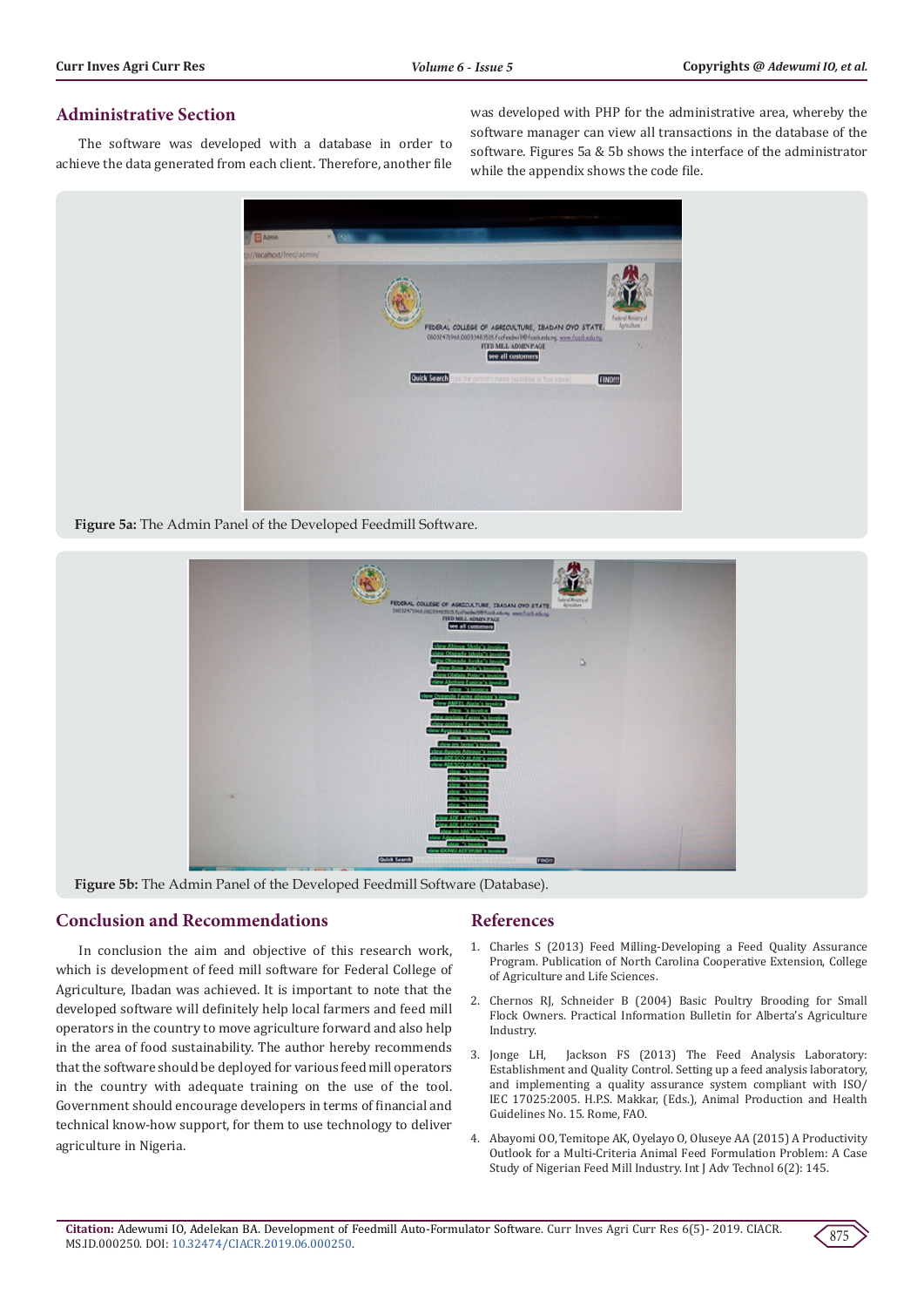## Administrative Section

The software was developed with a database in order to achieve the data generated from each client. Therefore, another file was developed with PHP for the administrative area, whereby the software manager can view all transactions in the database of the software. Figures 5a & 5b shows the interface of the administrator while the appendix shows the code file.

**Figure 5a:** The Admin Panel of the Developed Feedmill Software.

**Figure 5b:** The Admin Panel of the Developed Feedmill Software (Database).

## Conclusion and Recommendations

In conclusion the aim and objective of this research work, which is development of feed mill software for Federal College of Agriculture, Ibadan was achieved. It is important to note that the developed software will definitely help local farmers and feed mill operators in the country to move agriculture forward and also help in the area of food sustainability. The author hereby recommends that the software should be deployed for various feed mill operators in the country with adequate training on the use of the tool. Government should encourage developers in terms of financial and technical know-how support, for them to use technology to deliver agriculture in Nigeria.

## References

1. Charles S (2013) Feed Milling-Developing a Feed Quality Assurance Program. Publication of North Carolina Cooperative Extension, College of Agriculture and Life Sciences.
2. Chernos RJ, Schneider B (2004) Basic Poultry Brooding for Small Flock Owners. Practical Information Bulletin for Alberta's Agriculture Industry.
3. Jonge LH, Jackson FS (2013) The Feed Analysis Laboratory: Establishment and Quality Control. Setting up a feed analysis laboratory, and implementing a quality assurance system compliant with ISO/IEC 17025:2005. H.P.S. Makkar, (Eds.), Animal Production and Health Guidelines No. 15. Rome, FAO.
4. Abayomi OO, Temitope AK, Oyelayo O, Oluseye AA (2015) A Productivity Outlook for a Multi-Criteria Animal Feed Formulation Problem: A Case Study of Nigerian Feed Mill Industry. Int J Adv Technol 6(2): 145.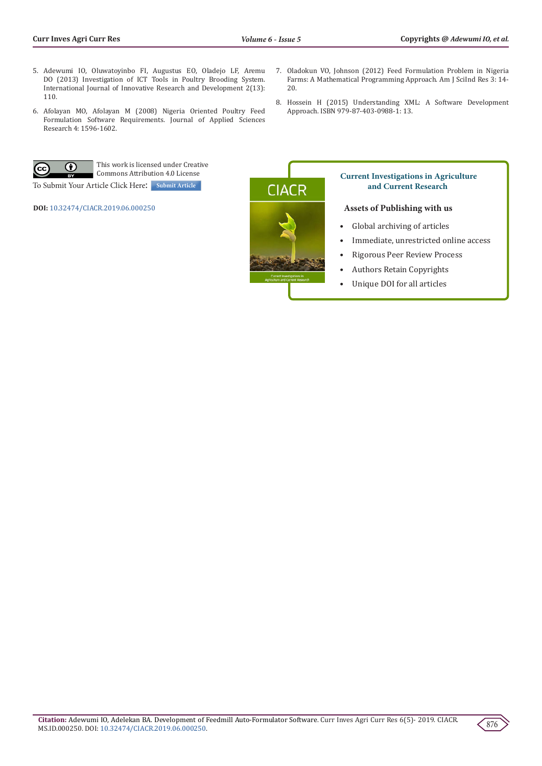5. Adewumi IO, Oluwatoyinbo FI, Augustus EO, Oladejo LF, Aremu DO (2013) Investigation of ICT Tools in Poultry Brooding System. International Journal of Innovative Research and Development 2(13): 110.
6. Afolayan MO, Afolayan M (2008) Nigeria Oriented Poultry Feed Formulation Software Requirements. Journal of Applied Sciences Research 4: 1596-1602.
7. Oladokun VO, Johnson (2012) Feed Formulation Problem in Nigeria Farms: A Mathematical Programming Approach. Am J SciInd Res 3: 14-20.
8. Hossein H (2015) Understanding XML: A Software Development Approach. ISBN 979-87-403-0988-1: 13.

This work is licensed under Creative Commons Attribution 4.0 License

To Submit Your Article Click Here: Submit Article

**DOI:** 10.32474/CIACR.2019.06.000250

CIACR

**Current Investigations in Agriculture and Current Research**

**Assets of Publishing with us**

- Global archiving of articles
- Immediate, unrestricted online access
- Rigorous Peer Review Process
- Authors Retain Copyrights
- Unique DOI for all articles

**Citation:** Adewumi IO, Adelekan BA. Development of Feedmill Auto-Formulator Software. Curr Inves Agri Curr Res 6(5)- 2019. CIACR. MS.ID.000250. DOI: 10.32474/CIACR.2019.06.000250.